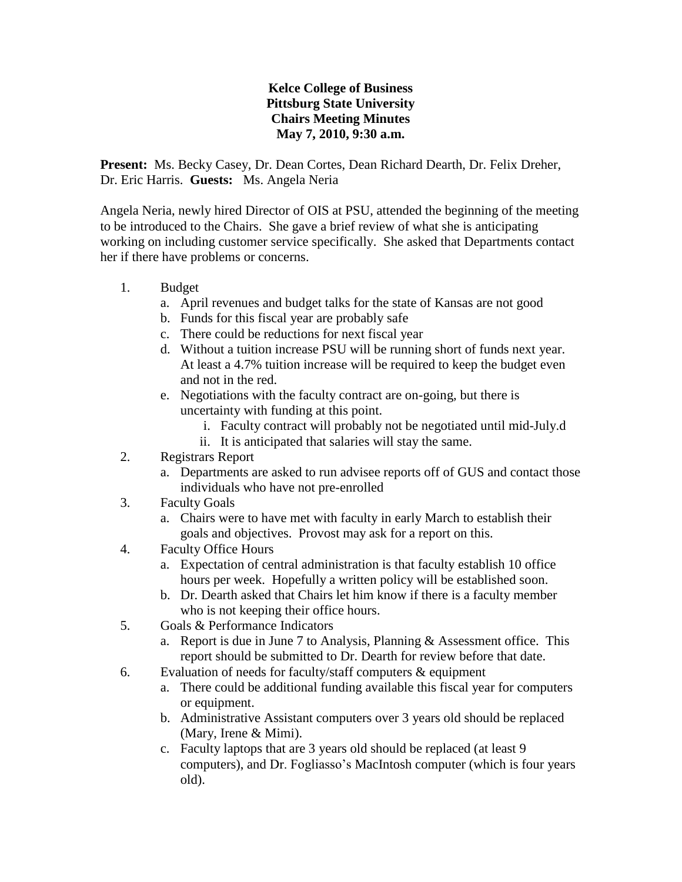**Kelce College of Business**
**Pittsburg State University**
**Chairs Meeting Minutes**
**May 7, 2010, 9:30 a.m.**

**Present:** Ms. Becky Casey, Dr. Dean Cortes, Dean Richard Dearth, Dr. Felix Dreher, Dr. Eric Harris. **Guests:** Ms. Angela Neria

Angela Neria, newly hired Director of OIS at PSU, attended the beginning of the meeting to be introduced to the Chairs. She gave a brief review of what she is anticipating working on including customer service specifically. She asked that Departments contact her if there have problems or concerns.

1. Budget
   a. April revenues and budget talks for the state of Kansas are not good
   b. Funds for this fiscal year are probably safe
   c. There could be reductions for next fiscal year
   d. Without a tuition increase PSU will be running short of funds next year. At least a 4.7% tuition increase will be required to keep the budget even and not in the red.
   e. Negotiations with the faculty contract are on-going, but there is uncertainty with funding at this point.
      i. Faculty contract will probably not be negotiated until mid-July.d
      ii. It is anticipated that salaries will stay the same.
2. Registrars Report
   a. Departments are asked to run advisee reports off of GUS and contact those individuals who have not pre-enrolled
3. Faculty Goals
   a. Chairs were to have met with faculty in early March to establish their goals and objectives. Provost may ask for a report on this.
4. Faculty Office Hours
   a. Expectation of central administration is that faculty establish 10 office hours per week. Hopefully a written policy will be established soon.
   b. Dr. Dearth asked that Chairs let him know if there is a faculty member who is not keeping their office hours.
5. Goals & Performance Indicators
   a. Report is due in June 7 to Analysis, Planning & Assessment office. This report should be submitted to Dr. Dearth for review before that date.
6. Evaluation of needs for faculty/staff computers & equipment
   a. There could be additional funding available this fiscal year for computers or equipment.
   b. Administrative Assistant computers over 3 years old should be replaced (Mary, Irene & Mimi).
   c. Faculty laptops that are 3 years old should be replaced (at least 9 computers), and Dr. Fogliasso's MacIntosh computer (which is four years old).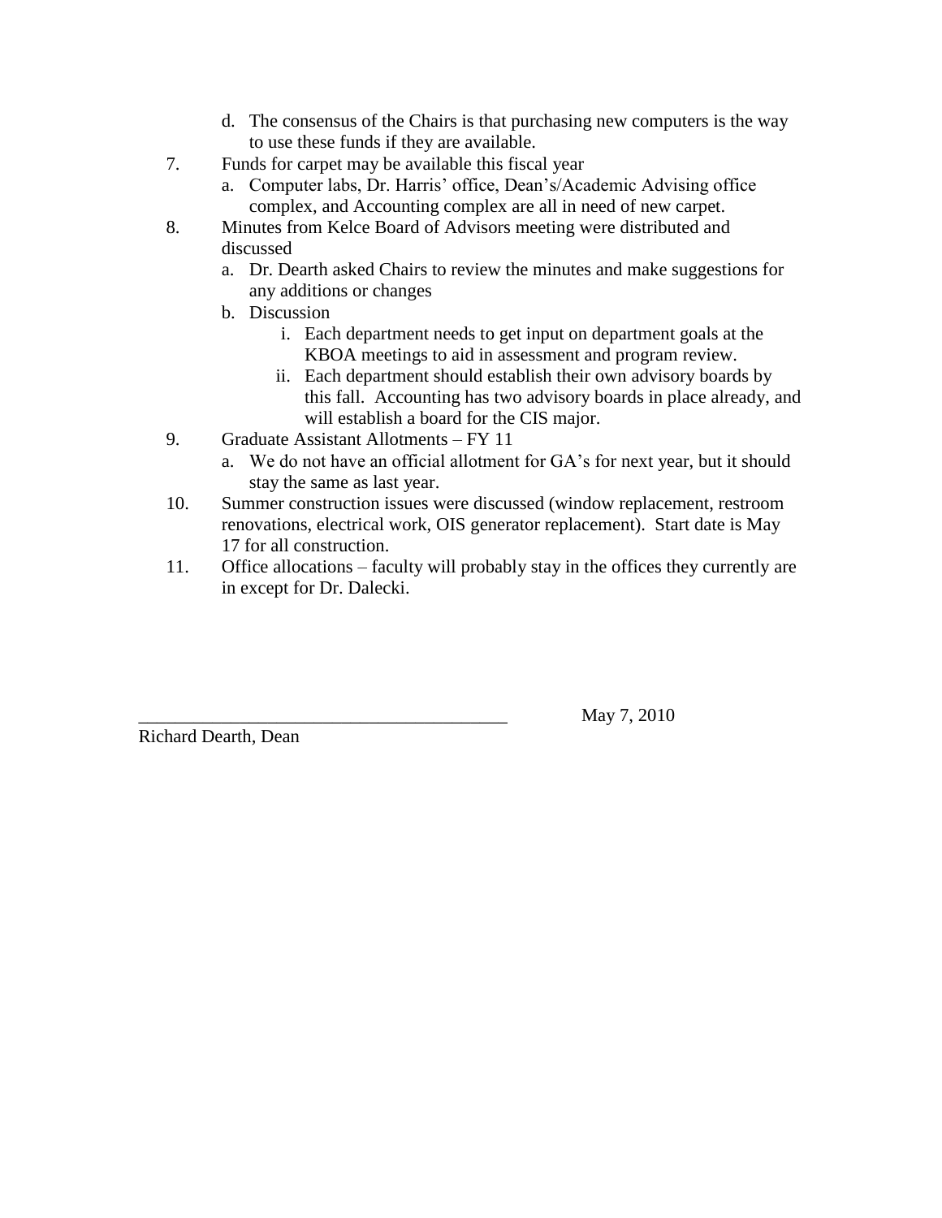d. The consensus of the Chairs is that purchasing new computers is the way to use these funds if they are available.

7. Funds for carpet may be available this fiscal year
   a. Computer labs, Dr. Harris' office, Dean's/Academic Advising office complex, and Accounting complex are all in need of new carpet.
8. Minutes from Kelce Board of Advisors meeting were distributed and discussed
   a. Dr. Dearth asked Chairs to review the minutes and make suggestions for any additions or changes
   b. Discussion
      i. Each department needs to get input on department goals at the KBOA meetings to aid in assessment and program review.
      ii. Each department should establish their own advisory boards by this fall. Accounting has two advisory boards in place already, and will establish a board for the CIS major.
9. Graduate Assistant Allotments – FY 11
   a. We do not have an official allotment for GA's for next year, but it should stay the same as last year.
10. Summer construction issues were discussed (window replacement, restroom renovations, electrical work, OIS generator replacement). Start date is May 17 for all construction.
11. Office allocations – faculty will probably stay in the offices they currently are in except for Dr. Dalecki.

\_\_\_\_\_\_\_\_\_\_\_\_\_\_\_\_\_\_\_\_\_\_\_\_\_\_\_\_\_\_\_\_\_\_\_\_\_\_\_\_ May 7, 2010

Richard Dearth, Dean